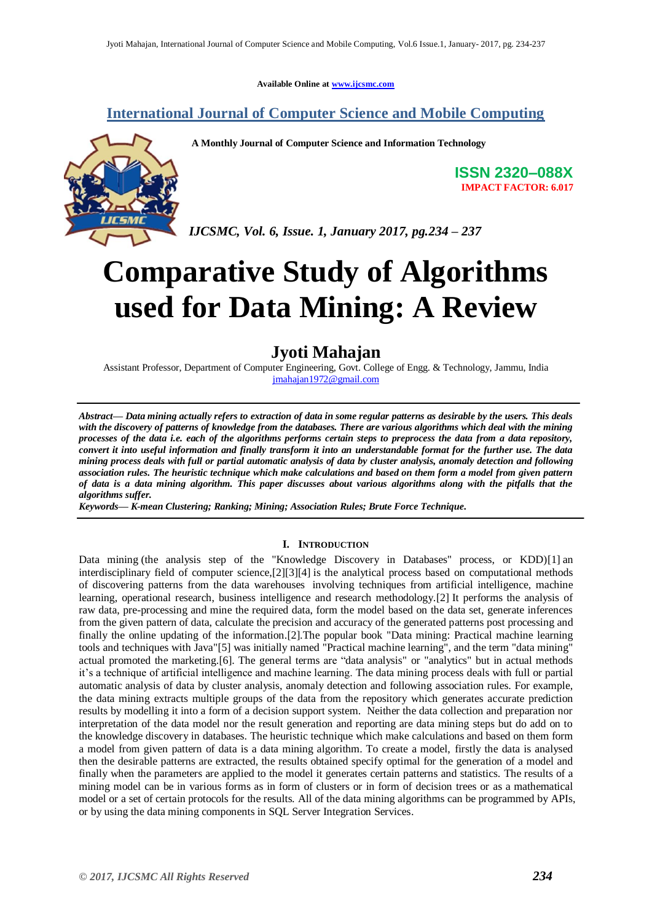Available Online at www.ijcsmc.com

**International Journal of Computer Science and Mobile Computing**

**A Monthly Journal of Computer Science and Information Technology**

**ISSN 2320–088X**
**IMPACT FACTOR: 6.017**

*IJCSMC, Vol. 6, Issue. 1, January 2017, pg.234 – 237*

# Comparative Study of Algorithms used for Data Mining: A Review

## Jyoti Mahajan

Assistant Professor, Department of Computer Engineering, Govt. College of Engg. & Technology, Jammu, India
jmahajan1972@gmail.com

***Abstract*— *Data mining actually refers to extraction of data in some regular patterns as desirable by the users. This deals with the discovery of patterns of knowledge from the databases. There are various algorithms which deal with the mining processes of the data i.e. each of the algorithms performs certain steps to preprocess the data from a data repository, convert it into useful information and finally transform it into an understandable format for the further use. The data mining process deals with full or partial automatic analysis of data by cluster analysis, anomaly detection and following association rules. The heuristic technique which make calculations and based on them form a model from given pattern of data is a data mining algorithm. This paper discusses about various algorithms along with the pitfalls that the algorithms suffer.***

***Keywords*— *K-mean Clustering; Ranking; Mining; Association Rules; Brute Force Technique.***

### I. Introduction

Data mining (the analysis step of the "Knowledge Discovery in Databases" process, or KDD)[1] an interdisciplinary field of computer science,[2][3][4] is the analytical process based on computational methods of discovering patterns from the data warehouses involving techniques from artificial intelligence, machine learning, operational research, business intelligence and research methodology.[2] It performs the analysis of raw data, pre-processing and mine the required data, form the model based on the data set, generate inferences from the given pattern of data, calculate the precision and accuracy of the generated patterns post processing and finally the online updating of the information.[2].The popular book "Data mining: Practical machine learning tools and techniques with Java"[5] was initially named "Practical machine learning", and the term "data mining" actual promoted the marketing.[6]. The general terms are "data analysis" or "analytics" but in actual methods it's a technique of artificial intelligence and machine learning. The data mining process deals with full or partial automatic analysis of data by cluster analysis, anomaly detection and following association rules. For example, the data mining extracts multiple groups of the data from the repository which generates accurate prediction results by modelling it into a form of a decision support system. Neither the data collection and preparation nor interpretation of the data model nor the result generation and reporting are data mining steps but do add on to the knowledge discovery in databases. The heuristic technique which make calculations and based on them form a model from given pattern of data is a data mining algorithm. To create a model, firstly the data is analysed then the desirable patterns are extracted, the results obtained specify optimal for the generation of a model and finally when the parameters are applied to the model it generates certain patterns and statistics. The results of a mining model can be in various forms as in form of clusters or in form of decision trees or as a mathematical model or a set of certain protocols for the results. All of the data mining algorithms can be programmed by APIs, or by using the data mining components in SQL Server Integration Services.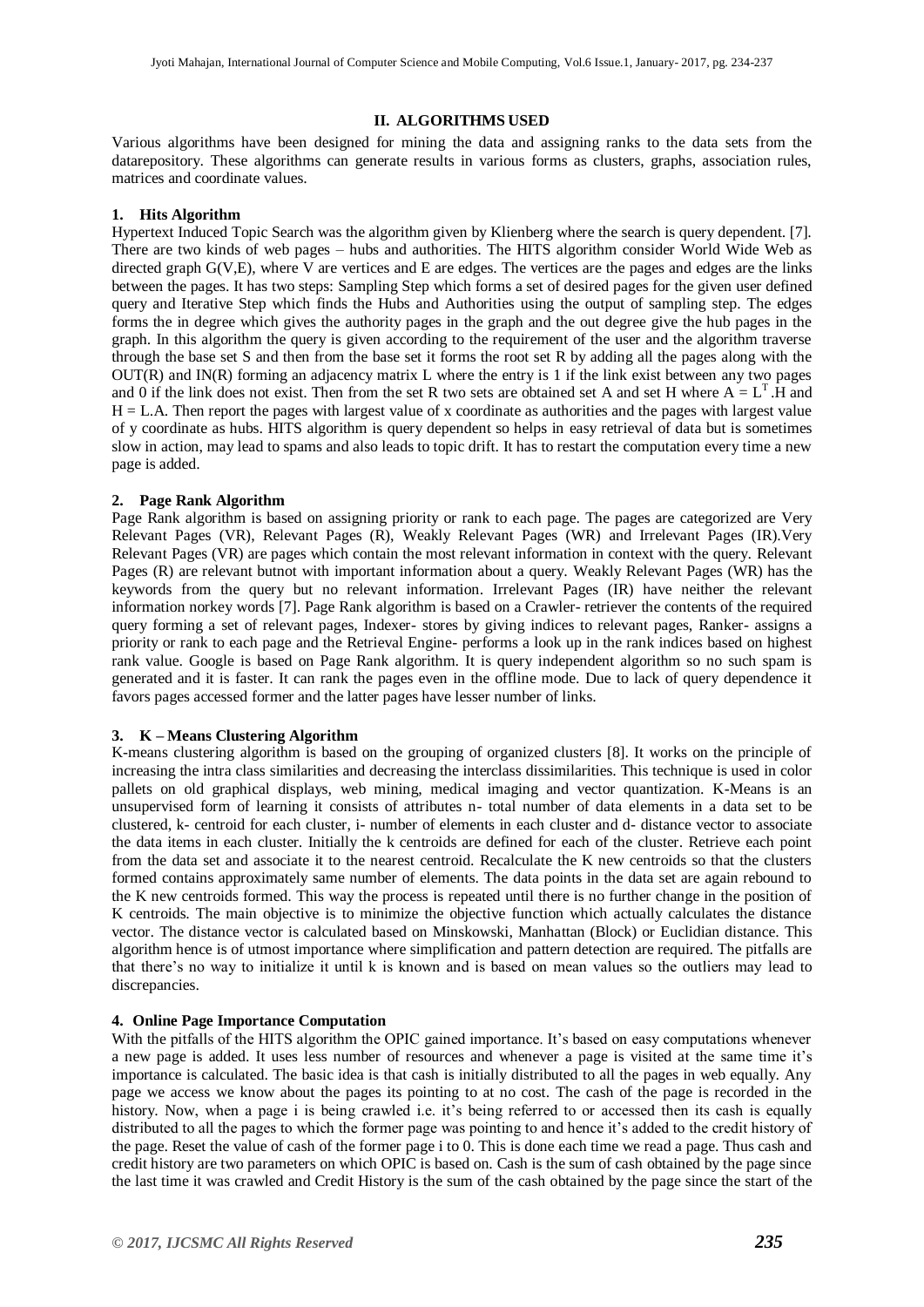## II. ALGORITHMS USED

Various algorithms have been designed for mining the data and assigning ranks to the data sets from the datarepository. These algorithms can generate results in various forms as clusters, graphs, association rules, matrices and coordinate values.

### 1. Hits Algorithm

Hypertext Induced Topic Search was the algorithm given by Klienberg where the search is query dependent. [7]. There are two kinds of web pages – hubs and authorities. The HITS algorithm consider World Wide Web as directed graph G(V,E), where V are vertices and E are edges. The vertices are the pages and edges are the links between the pages. It has two steps: Sampling Step which forms a set of desired pages for the given user defined query and Iterative Step which finds the Hubs and Authorities using the output of sampling step. The edges forms the in degree which gives the authority pages in the graph and the out degree give the hub pages in the graph. In this algorithm the query is given according to the requirement of the user and the algorithm traverse through the base set S and then from the base set it forms the root set R by adding all the pages along with the OUT(R) and IN(R) forming an adjacency matrix L where the entry is 1 if the link exist between any two pages and 0 if the link does not exist. Then from the set R two sets are obtained set A and set H where $A = L^T.H$ and $H = L.A$. Then report the pages with largest value of x coordinate as authorities and the pages with largest value of y coordinate as hubs. HITS algorithm is query dependent so helps in easy retrieval of data but is sometimes slow in action, may lead to spams and also leads to topic drift. It has to restart the computation every time a new page is added.

### 2. Page Rank Algorithm

Page Rank algorithm is based on assigning priority or rank to each page. The pages are categorized are Very Relevant Pages (VR), Relevant Pages (R), Weakly Relevant Pages (WR) and Irrelevant Pages (IR).Very Relevant Pages (VR) are pages which contain the most relevant information in context with the query. Relevant Pages (R) are relevant butnot with important information about a query. Weakly Relevant Pages (WR) has the keywords from the query but no relevant information. Irrelevant Pages (IR) have neither the relevant information norkey words [7]. Page Rank algorithm is based on a Crawler- retriever the contents of the required query forming a set of relevant pages, Indexer- stores by giving indices to relevant pages, Ranker- assigns a priority or rank to each page and the Retrieval Engine- performs a look up in the rank indices based on highest rank value. Google is based on Page Rank algorithm. It is query independent algorithm so no such spam is generated and it is faster. It can rank the pages even in the offline mode. Due to lack of query dependence it favors pages accessed former and the latter pages have lesser number of links.

### 3. K – Means Clustering Algorithm

K-means clustering algorithm is based on the grouping of organized clusters [8]. It works on the principle of increasing the intra class similarities and decreasing the interclass dissimilarities. This technique is used in color pallets on old graphical displays, web mining, medical imaging and vector quantization. K-Means is an unsupervised form of learning it consists of attributes n- total number of data elements in a data set to be clustered, k- centroid for each cluster, i- number of elements in each cluster and d- distance vector to associate the data items in each cluster. Initially the k centroids are defined for each of the cluster. Retrieve each point from the data set and associate it to the nearest centroid. Recalculate the K new centroids so that the clusters formed contains approximately same number of elements. The data points in the data set are again rebound to the K new centroids formed. This way the process is repeated until there is no further change in the position of K centroids. The main objective is to minimize the objective function which actually calculates the distance vector. The distance vector is calculated based on Minskowski, Manhattan (Block) or Euclidian distance. This algorithm hence is of utmost importance where simplification and pattern detection are required. The pitfalls are that there's no way to initialize it until k is known and is based on mean values so the outliers may lead to discrepancies.

### 4. Online Page Importance Computation

With the pitfalls of the HITS algorithm the OPIC gained importance. It's based on easy computations whenever a new page is added. It uses less number of resources and whenever a page is visited at the same time it's importance is calculated. The basic idea is that cash is initially distributed to all the pages in web equally. Any page we access we know about the pages its pointing to at no cost. The cash of the page is recorded in the history. Now, when a page i is being crawled i.e. it's being referred to or accessed then its cash is equally distributed to all the pages to which the former page was pointing to and hence it's added to the credit history of the page. Reset the value of cash of the former page i to 0. This is done each time we read a page. Thus cash and credit history are two parameters on which OPIC is based on. Cash is the sum of cash obtained by the page since the last time it was crawled and Credit History is the sum of the cash obtained by the page since the start of the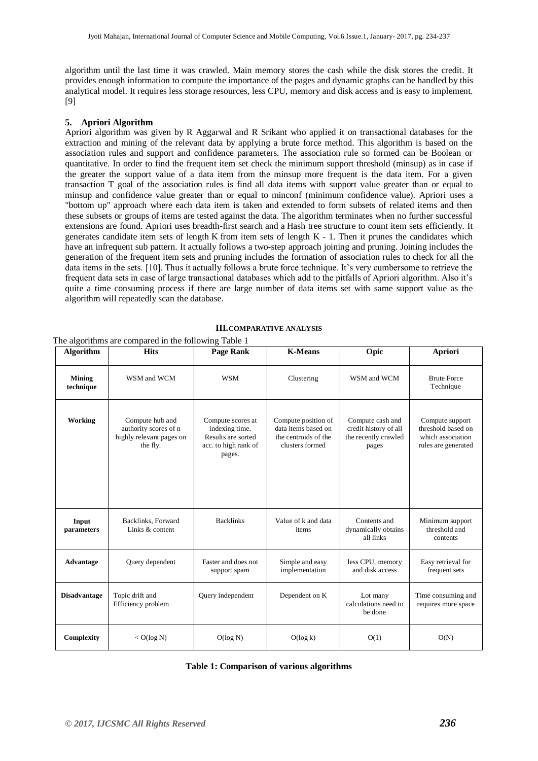algorithm until the last time it was crawled. Main memory stores the cash while the disk stores the credit. It provides enough information to compute the importance of the pages and dynamic graphs can be handled by this analytical model. It requires less storage resources, less CPU, memory and disk access and is easy to implement. [9]

### 5. Apriori Algorithm

Apriori algorithm was given by R Aggarwal and R Srikant who applied it on transactional databases for the extraction and mining of the relevant data by applying a brute force method. This algorithm is based on the association rules and support and confidence parameters. The association rule so formed can be Boolean or quantitative. In order to find the frequent item set check the minimum support threshold (minsup) as in case if the greater the support value of a data item from the minsup more frequent is the data item. For a given transaction T goal of the association rules is find all data items with support value greater than or equal to minsup and confidence value greater than or equal to minconf (minimum confidence value). Apriori uses a "bottom up" approach where each data item is taken and extended to form subsets of related items and then these subsets or groups of items are tested against the data. The algorithm terminates when no further successful extensions are found. Apriori uses breadth-first search and a Hash tree structure to count item sets efficiently. It generates candidate item sets of length K from item sets of length K - 1. Then it prunes the candidates which have an infrequent sub pattern. It actually follows a two-step approach joining and pruning. Joining includes the generation of the frequent item sets and pruning includes the formation of association rules to check for all the data items in the sets. [10]. Thus it actually follows a brute force technique. It's very cumbersome to retrieve the frequent data sets in case of large transactional databases which add to the pitfalls of Apriori algorithm. Also it's quite a time consuming process if there are large number of data items set with same support value as the algorithm will repeatedly scan the database.

## III. COMPARATIVE ANALYSIS

The algorithms are compared in the following Table 1

| Algorithm | Hits | Page Rank | K-Means | Opic | Apriori |
|---|---|---|---|---|---|
| **Mining technique** | WSM and WCM | WSM | Clustering | WSM and WCM | Brute Force Technique |
| **Working** | Compute hub and authority scores of n highly relevant pages on the fly. | Compute scores at indexing time. Results are sorted acc. to high rank of pages. | Compute position of data items based on the centroids of the clusters formed | Compute cash and credit history of all the recently crawled pages | Compute support threshold based on which association rules are generated |
| **Input parameters** | Backlinks, Forward Links & content | Backlinks | Value of k and data items | Contents and dynamically obtains all links | Minimum support threshold and contents |
| **Advantage** | Query dependent | Faster and does not support spam | Simple and easy implementation | less CPU, memory and disk access | Easy retrieval for frequent sets |
| **Disadvantage** | Topic drift and Efficiency problem | Query independent | Dependent on K | Lot many calculations need to be done | Time consuming and requires more space |
| **Complexity** | $< O(\log N)$ | $O(\log N)$ | $O(\log k)$ | $O(1)$ | $O(N)$ |

**Table 1: Comparison of various algorithms**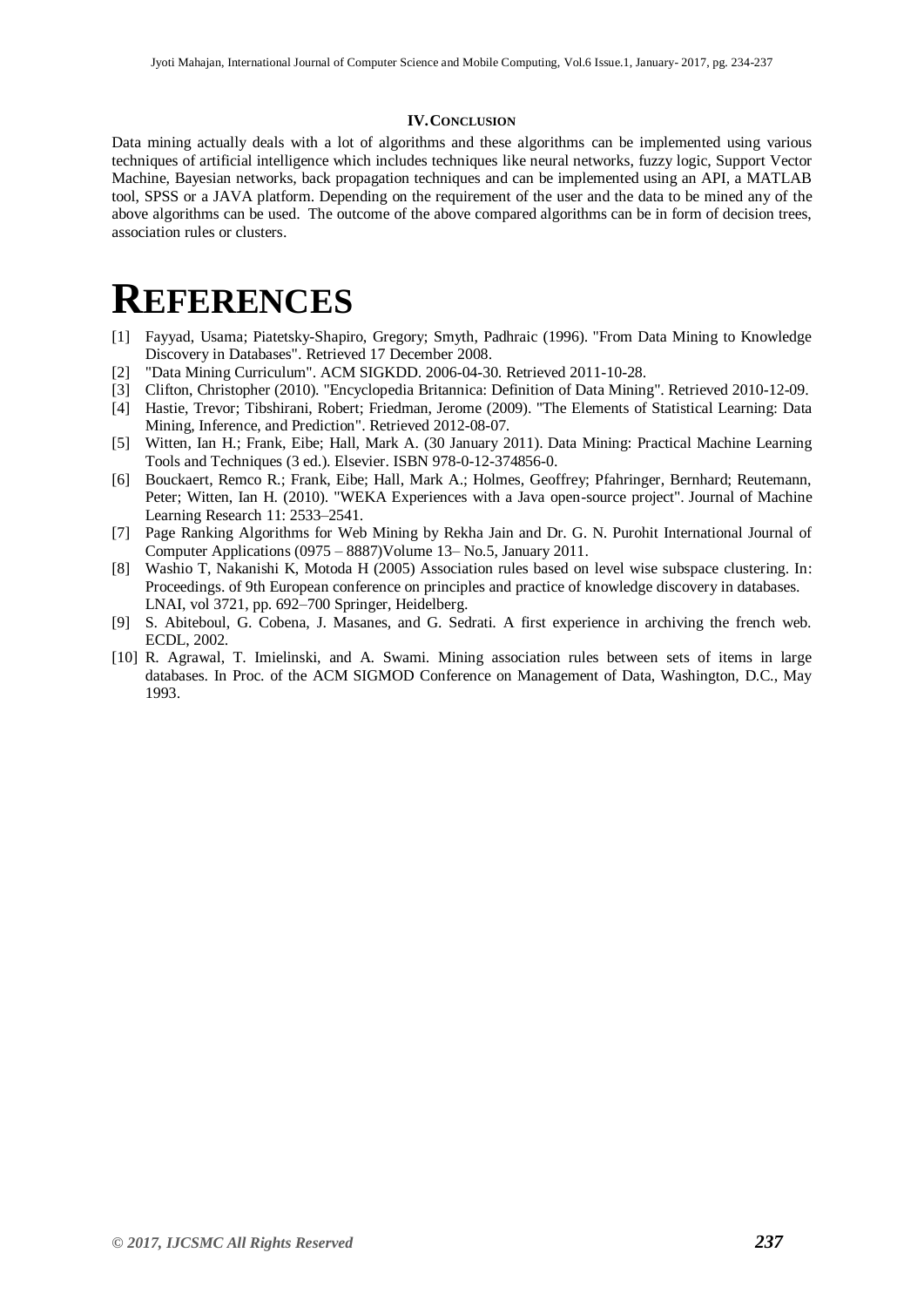## IV. CONCLUSION

Data mining actually deals with a lot of algorithms and these algorithms can be implemented using various techniques of artificial intelligence which includes techniques like neural networks, fuzzy logic, Support Vector Machine, Bayesian networks, back propagation techniques and can be implemented using an API, a MATLAB tool, SPSS or a JAVA platform. Depending on the requirement of the user and the data to be mined any of the above algorithms can be used. The outcome of the above compared algorithms can be in form of decision trees, association rules or clusters.

# REFERENCES

[1] Fayyad, Usama; Piatetsky-Shapiro, Gregory; Smyth, Padhraic (1996). "From Data Mining to Knowledge Discovery in Databases". Retrieved 17 December 2008.

[2] "Data Mining Curriculum". ACM SIGKDD. 2006-04-30. Retrieved 2011-10-28.

[3] Clifton, Christopher (2010). "Encyclopedia Britannica: Definition of Data Mining". Retrieved 2010-12-09.

[4] Hastie, Trevor; Tibshirani, Robert; Friedman, Jerome (2009). "The Elements of Statistical Learning: Data Mining, Inference, and Prediction". Retrieved 2012-08-07.

[5] Witten, Ian H.; Frank, Eibe; Hall, Mark A. (30 January 2011). Data Mining: Practical Machine Learning Tools and Techniques (3 ed.). Elsevier. ISBN 978-0-12-374856-0.

[6] Bouckaert, Remco R.; Frank, Eibe; Hall, Mark A.; Holmes, Geoffrey; Pfahringer, Bernhard; Reutemann, Peter; Witten, Ian H. (2010). "WEKA Experiences with a Java open-source project". Journal of Machine Learning Research 11: 2533–2541.

[7] Page Ranking Algorithms for Web Mining by Rekha Jain and Dr. G. N. Purohit International Journal of Computer Applications (0975 – 8887)Volume 13– No.5, January 2011.

[8] Washio T, Nakanishi K, Motoda H (2005) Association rules based on level wise subspace clustering. In: Proceedings. of 9th European conference on principles and practice of knowledge discovery in databases. LNAI, vol 3721, pp. 692–700 Springer, Heidelberg.

[9] S. Abiteboul, G. Cobena, J. Masanes, and G. Sedrati. A first experience in archiving the french web. ECDL, 2002.

[10] R. Agrawal, T. Imielinski, and A. Swami. Mining association rules between sets of items in large databases. In Proc. of the ACM SIGMOD Conference on Management of Data, Washington, D.C., May 1993.